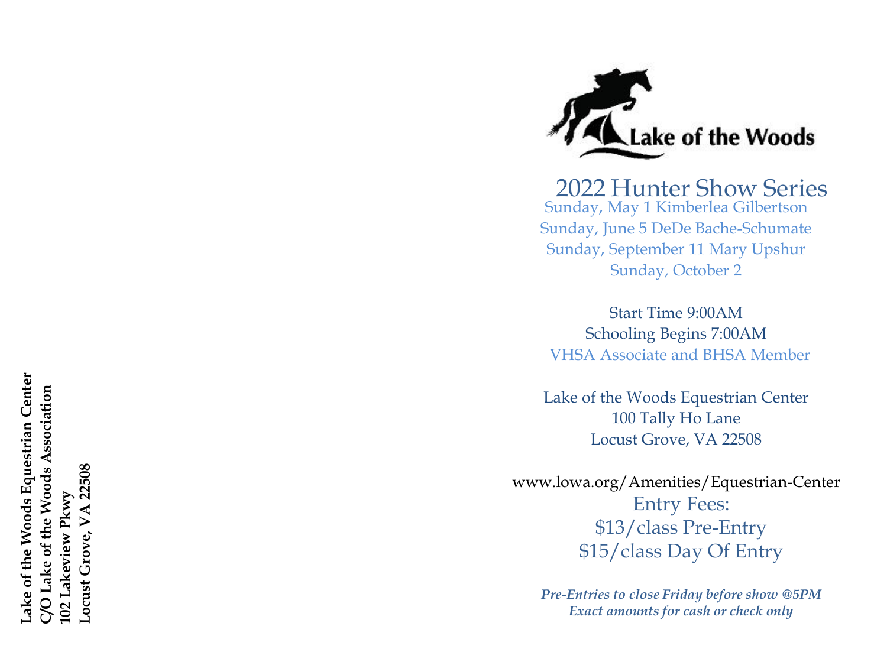**Lake of the Woods Equestrian Center**
**C/O Lake of the Woods Association**
**102 Lakeview Pkwy**
**Locust Grove, VA 22508**

Lake of the Woods

# 2022 Hunter Show Series

Sunday, May 1 Kimberlea Gilbertson
Sunday, June 5 DeDe Bache-Schumate
Sunday, September 11 Mary Upshur
Sunday, October 2

Start Time 9:00AM
Schooling Begins 7:00AM
VHSA Associate and BHSA Member

Lake of the Woods Equestrian Center
100 Tally Ho Lane
Locust Grove, VA 22508

www.lowa.org/Amenities/Equestrian-Center

Entry Fees:
$13/class Pre-Entry
$15/class Day Of Entry

***Pre-Entries to close Friday before show @5PM***
***Exact amounts for cash or check only***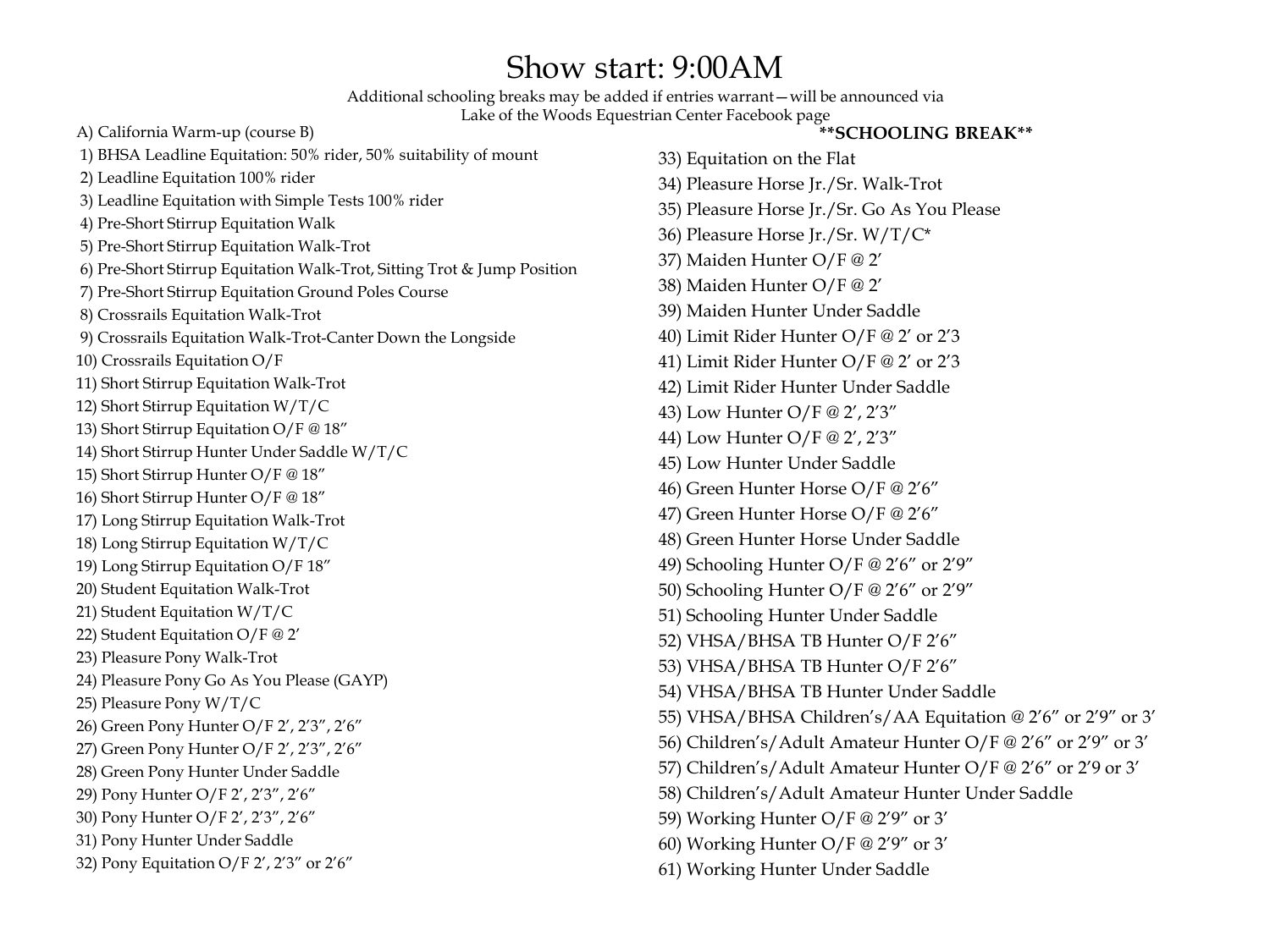# Show start: 9:00AM

Additional schooling breaks may be added if entries warrant—will be announced via Lake of the Woods Equestrian Center Facebook page

A) California Warm-up (course B)
1) BHSA Leadline Equitation: 50% rider, 50% suitability of mount
2) Leadline Equitation 100% rider
3) Leadline Equitation with Simple Tests 100% rider
4) Pre-Short Stirrup Equitation Walk
5) Pre-Short Stirrup Equitation Walk-Trot
6) Pre-Short Stirrup Equitation Walk-Trot, Sitting Trot & Jump Position
7) Pre-Short Stirrup Equitation Ground Poles Course
8) Crossrails Equitation Walk-Trot
9) Crossrails Equitation Walk-Trot-Canter Down the Longside
10) Crossrails Equitation O/F
11) Short Stirrup Equitation Walk-Trot
12) Short Stirrup Equitation W/T/C
13) Short Stirrup Equitation O/F @ 18″
14) Short Stirrup Hunter Under Saddle W/T/C
15) Short Stirrup Hunter O/F @ 18″
16) Short Stirrup Hunter O/F @ 18″
17) Long Stirrup Equitation Walk-Trot
18) Long Stirrup Equitation W/T/C
19) Long Stirrup Equitation O/F 18″
20) Student Equitation Walk-Trot
21) Student Equitation W/T/C
22) Student Equitation O/F @ 2′
23) Pleasure Pony Walk-Trot
24) Pleasure Pony Go As You Please (GAYP)
25) Pleasure Pony W/T/C
26) Green Pony Hunter O/F 2′, 2′3″, 2′6″
27) Green Pony Hunter O/F 2′, 2′3″, 2′6″
28) Green Pony Hunter Under Saddle
29) Pony Hunter O/F 2′, 2′3″, 2′6″
30) Pony Hunter O/F 2′, 2′3″, 2′6″
31) Pony Hunter Under Saddle
32) Pony Equitation O/F 2′, 2′3″ or 2′6″

**\*\*SCHOOLING BREAK\*\***

33) Equitation on the Flat
34) Pleasure Horse Jr./Sr. Walk-Trot
35) Pleasure Horse Jr./Sr. Go As You Please
36) Pleasure Horse Jr./Sr. W/T/C*
37) Maiden Hunter O/F @ 2′
38) Maiden Hunter O/F @ 2′
39) Maiden Hunter Under Saddle
40) Limit Rider Hunter O/F @ 2′ or 2′3
41) Limit Rider Hunter O/F @ 2′ or 2′3
42) Limit Rider Hunter Under Saddle
43) Low Hunter O/F @ 2′, 2′3″
44) Low Hunter O/F @ 2′, 2′3″
45) Low Hunter Under Saddle
46) Green Hunter Horse O/F @ 2′6″
47) Green Hunter Horse O/F @ 2′6″
48) Green Hunter Horse Under Saddle
49) Schooling Hunter O/F @ 2′6″ or 2′9″
50) Schooling Hunter O/F @ 2′6″ or 2′9″
51) Schooling Hunter Under Saddle
52) VHSA/BHSA TB Hunter O/F 2′6″
53) VHSA/BHSA TB Hunter O/F 2′6″
54) VHSA/BHSA TB Hunter Under Saddle
55) VHSA/BHSA Children's/AA Equitation @ 2′6″ or 2′9″ or 3′
56) Children's/Adult Amateur Hunter O/F @ 2′6″ or 2′9″ or 3′
57) Children's/Adult Amateur Hunter O/F @ 2′6″ or 2′9 or 3′
58) Children's/Adult Amateur Hunter Under Saddle
59) Working Hunter O/F @ 2′9″ or 3′
60) Working Hunter O/F @ 2′9″ or 3′
61) Working Hunter Under Saddle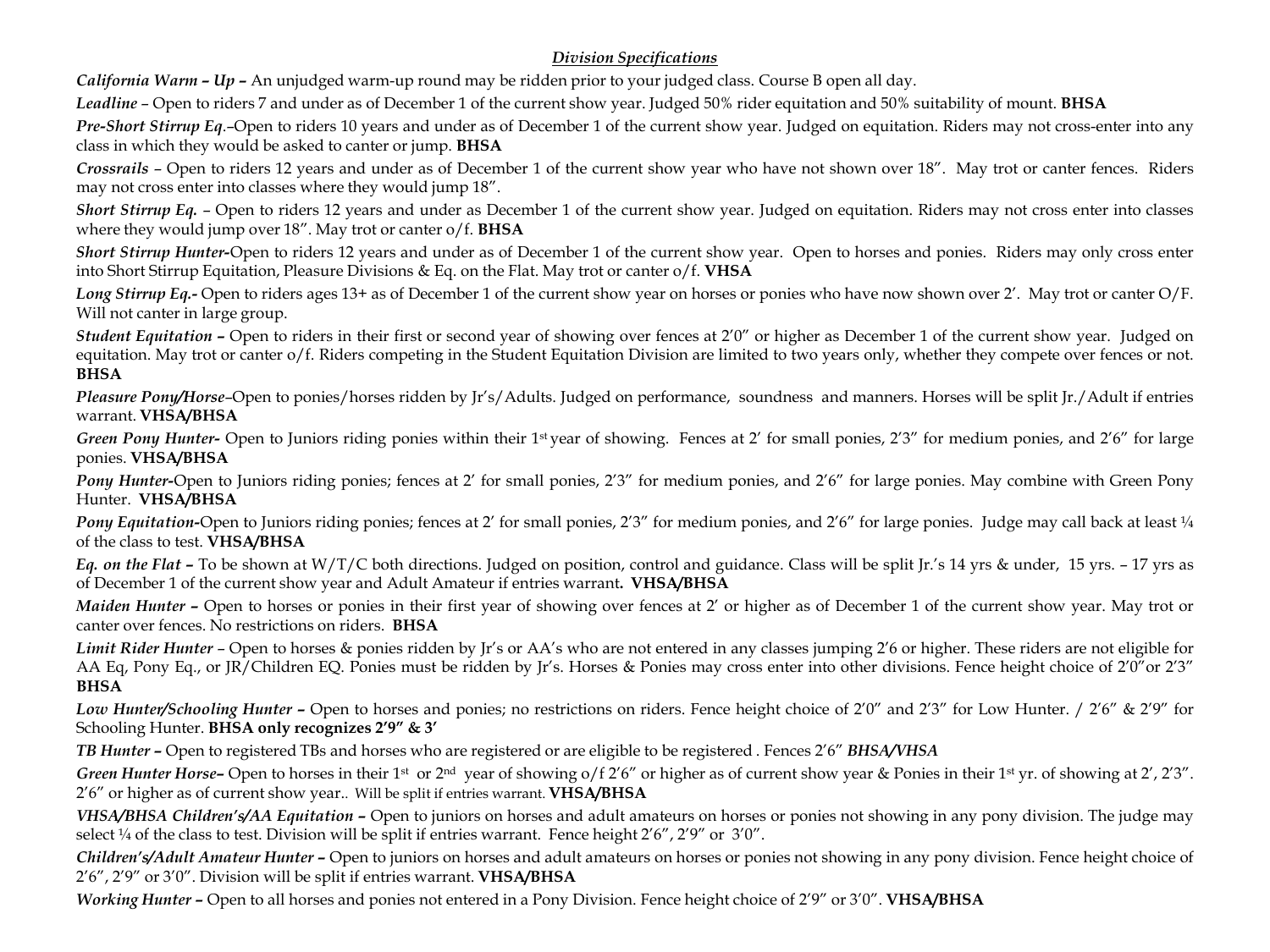## *Division Specifications*

***California Warm – Up –*** An unjudged warm-up round may be ridden prior to your judged class. Course B open all day.

***Leadline*** – Open to riders 7 and under as of December 1 of the current show year. Judged 50% rider equitation and 50% suitability of mount. **BHSA**

***Pre-Short Stirrup Eq***.–Open to riders 10 years and under as of December 1 of the current show year. Judged on equitation. Riders may not cross-enter into any class in which they would be asked to canter or jump. **BHSA**

***Crossrails*** – Open to riders 12 years and under as of December 1 of the current show year who have not shown over 18". May trot or canter fences. Riders may not cross enter into classes where they would jump 18".

***Short Stirrup Eq.*** – Open to riders 12 years and under as December 1 of the current show year. Judged on equitation. Riders may not cross enter into classes where they would jump over 18". May trot or canter o/f. **BHSA**

***Short Stirrup Hunter-***Open to riders 12 years and under as of December 1 of the current show year. Open to horses and ponies. Riders may only cross enter into Short Stirrup Equitation, Pleasure Divisions & Eq. on the Flat. May trot or canter o/f. **VHSA**

***Long Stirrup Eq.-*** Open to riders ages 13+ as of December 1 of the current show year on horses or ponies who have now shown over 2'. May trot or canter O/F. Will not canter in large group.

***Student Equitation –*** Open to riders in their first or second year of showing over fences at 2'0" or higher as December 1 of the current show year. Judged on equitation. May trot or canter o/f. Riders competing in the Student Equitation Division are limited to two years only, whether they compete over fences or not. **BHSA**

***Pleasure Pony/Horse***–Open to ponies/horses ridden by Jr's/Adults. Judged on performance, soundness and manners. Horses will be split Jr./Adult if entries warrant. **VHSA/BHSA**

***Green Pony Hunter-*** Open to Juniors riding ponies within their 1st year of showing. Fences at 2' for small ponies, 2'3" for medium ponies, and 2'6" for large ponies. **VHSA/BHSA**

***Pony Hunter-***Open to Juniors riding ponies; fences at 2' for small ponies, 2'3" for medium ponies, and 2'6" for large ponies. May combine with Green Pony Hunter. **VHSA/BHSA**

***Pony Equitation-***Open to Juniors riding ponies; fences at 2' for small ponies, 2'3" for medium ponies, and 2'6" for large ponies. Judge may call back at least ¼ of the class to test. **VHSA/BHSA**

***Eq. on the Flat –*** To be shown at W/T/C both directions. Judged on position, control and guidance. Class will be split Jr.'s 14 yrs & under, 15 yrs. – 17 yrs as of December 1 of the current show year and Adult Amateur if entries warrant**. VHSA/BHSA**

***Maiden Hunter –*** Open to horses or ponies in their first year of showing over fences at 2' or higher as of December 1 of the current show year. May trot or canter over fences. No restrictions on riders. **BHSA**

***Limit Rider Hunter*** – Open to horses & ponies ridden by Jr's or AA's who are not entered in any classes jumping 2'6 or higher. These riders are not eligible for AA Eq, Pony Eq., or JR/Children EQ. Ponies must be ridden by Jr's. Horses & Ponies may cross enter into other divisions. Fence height choice of 2'0"or 2'3" **BHSA**

***Low Hunter/Schooling Hunter –*** Open to horses and ponies; no restrictions on riders. Fence height choice of 2'0" and 2'3" for Low Hunter. / 2'6" & 2'9" for Schooling Hunter. **BHSA only recognizes 2'9" & 3'**

***TB Hunter –*** Open to registered TBs and horses who are registered or are eligible to be registered . Fences 2'6" ***BHSA/VHSA***

***Green Hunter Horse–*** Open to horses in their 1st or 2nd year of showing o/f 2'6" or higher as of current show year & Ponies in their 1st yr. of showing at 2', 2'3". 2'6" or higher as of current show year.. Will be split if entries warrant. **VHSA/BHSA**

***VHSA/BHSA Children's/AA Equitation –*** Open to juniors on horses and adult amateurs on horses or ponies not showing in any pony division. The judge may select ¼ of the class to test. Division will be split if entries warrant. Fence height 2'6", 2'9" or 3'0".

***Children's/Adult Amateur Hunter –*** Open to juniors on horses and adult amateurs on horses or ponies not showing in any pony division. Fence height choice of 2'6", 2'9" or 3'0". Division will be split if entries warrant. **VHSA/BHSA**

***Working Hunter –*** Open to all horses and ponies not entered in a Pony Division. Fence height choice of 2'9" or 3'0". **VHSA/BHSA**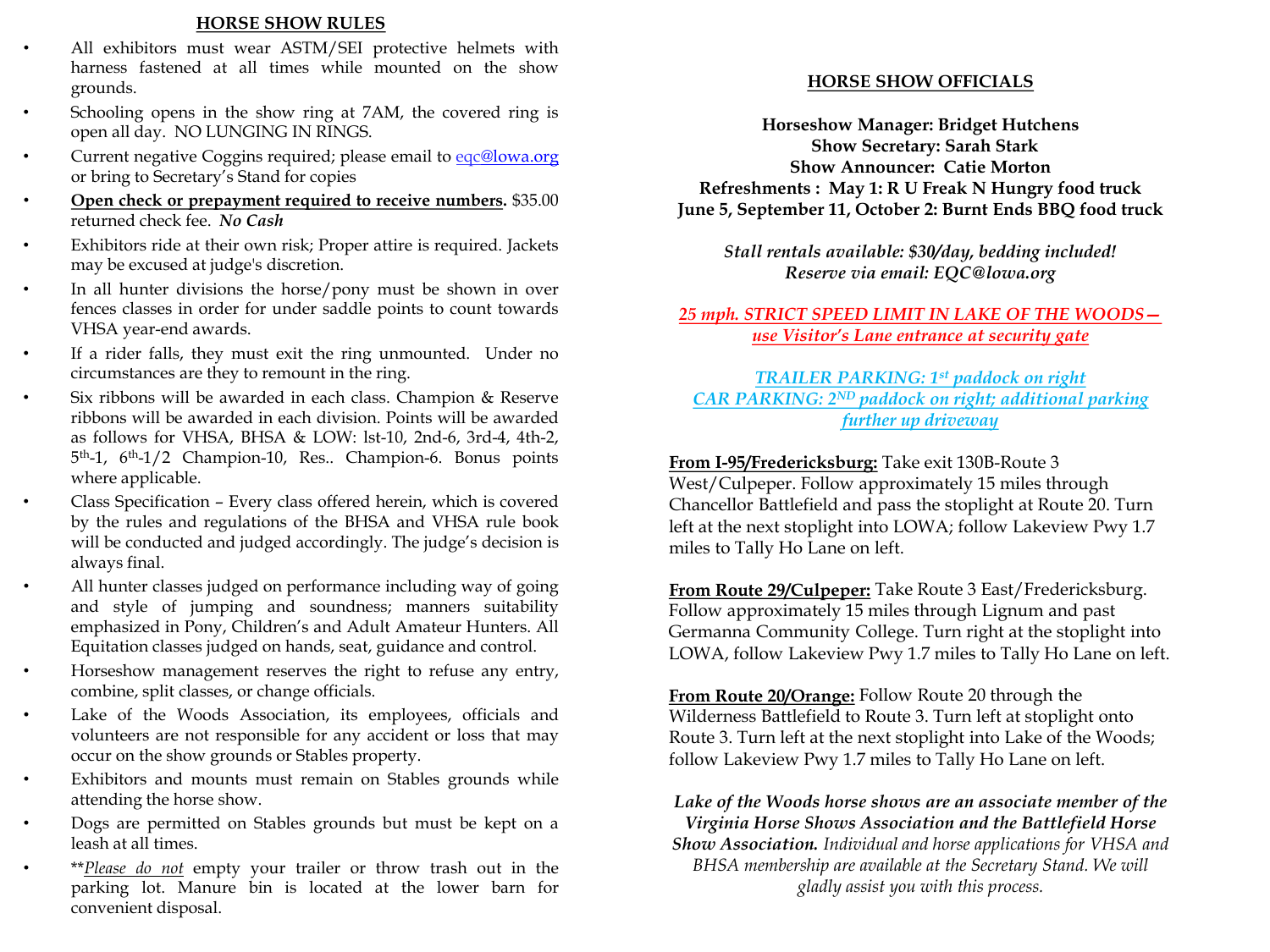## HORSE SHOW RULES

- All exhibitors must wear ASTM/SEI protective helmets with harness fastened at all times while mounted on the show grounds.
- Schooling opens in the show ring at 7AM, the covered ring is open all day. NO LUNGING IN RINGS.
- Current negative Coggins required; please email to eqc@lowa.org or bring to Secretary's Stand for copies
- **Open check or prepayment required to receive numbers.** $35.00 returned check fee. ***No Cash***
- Exhibitors ride at their own risk; Proper attire is required. Jackets may be excused at judge's discretion.
- In all hunter divisions the horse/pony must be shown in over fences classes in order for under saddle points to count towards VHSA year-end awards.
- If a rider falls, they must exit the ring unmounted. Under no circumstances are they to remount in the ring.
- Six ribbons will be awarded in each class. Champion & Reserve ribbons will be awarded in each division. Points will be awarded as follows for VHSA, BHSA & LOW: lst-10, 2nd-6, 3rd-4, 4th-2, 5th-1, 6th-1/2 Champion-10, Res.. Champion-6. Bonus points where applicable.
- Class Specification – Every class offered herein, which is covered by the rules and regulations of the BHSA and VHSA rule book will be conducted and judged accordingly. The judge's decision is always final.
- All hunter classes judged on performance including way of going and style of jumping and soundness; manners suitability emphasized in Pony, Children's and Adult Amateur Hunters. All Equitation classes judged on hands, seat, guidance and control.
- Horseshow management reserves the right to refuse any entry, combine, split classes, or change officials.
- Lake of the Woods Association, its employees, officials and volunteers are not responsible for any accident or loss that may occur on the show grounds or Stables property.
- Exhibitors and mounts must remain on Stables grounds while attending the horse show.
- Dogs are permitted on Stables grounds but must be kept on a leash at all times.
- \*\**Please do not* empty your trailer or throw trash out in the parking lot. Manure bin is located at the lower barn for convenient disposal.

## HORSE SHOW OFFICIALS

**Horseshow Manager: Bridget Hutchens**
**Show Secretary: Sarah Stark**
**Show Announcer: Catie Morton**
**Refreshments : May 1: R U Freak N Hungry food truck**
**June 5, September 11, October 2: Burnt Ends BBQ food truck**

***Stall rentals available: $30/day, bedding included!***
***Reserve via email: EQC@lowa.org***

***25 mph. STRICT SPEED LIMIT IN LAKE OF THE WOODS— use Visitor's Lane entrance at security gate***

*TRAILER PARKING: 1st paddock on right*
*CAR PARKING: 2ND paddock on right; additional parking further up driveway*

**From I-95/Fredericksburg:** Take exit 130B-Route 3 West/Culpeper. Follow approximately 15 miles through Chancellor Battlefield and pass the stoplight at Route 20. Turn left at the next stoplight into LOWA; follow Lakeview Pwy 1.7 miles to Tally Ho Lane on left.

**From Route 29/Culpeper:** Take Route 3 East/Fredericksburg. Follow approximately 15 miles through Lignum and past Germanna Community College. Turn right at the stoplight into LOWA, follow Lakeview Pwy 1.7 miles to Tally Ho Lane on left.

**From Route 20/Orange:** Follow Route 20 through the Wilderness Battlefield to Route 3. Turn left at stoplight onto Route 3. Turn left at the next stoplight into Lake of the Woods; follow Lakeview Pwy 1.7 miles to Tally Ho Lane on left.

***Lake of the Woods horse shows are an associate member of the Virginia Horse Shows Association and the Battlefield Horse Show Association.*** *Individual and horse applications for VHSA and BHSA membership are available at the Secretary Stand. We will gladly assist you with this process.*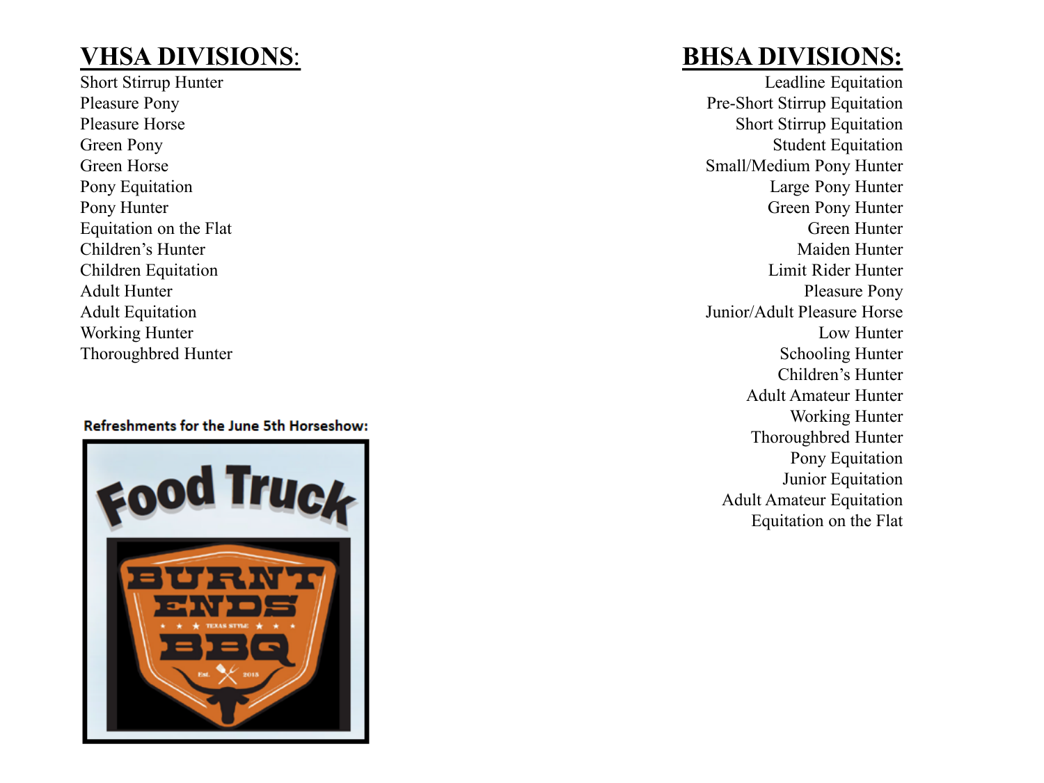## VHSA DIVISIONS:

Short Stirrup Hunter
Pleasure Pony
Pleasure Horse
Green Pony
Green Horse
Pony Equitation
Pony Hunter
Equitation on the Flat
Children's Hunter
Children Equitation
Adult Hunter
Adult Equitation
Working Hunter
Thoroughbred Hunter

**Refreshments for the June 5th Horseshow:**

Food Truck

BURNT ENDS
TEXAS STYLE
BBQ
Est. 2015

## BHSA DIVISIONS:

Leadline Equitation
Pre-Short Stirrup Equitation
Short Stirrup Equitation
Student Equitation
Small/Medium Pony Hunter
Large Pony Hunter
Green Pony Hunter
Green Hunter
Maiden Hunter
Limit Rider Hunter
Pleasure Pony
Junior/Adult Pleasure Horse
Low Hunter
Schooling Hunter
Children's Hunter
Adult Amateur Hunter
Working Hunter
Thoroughbred Hunter
Pony Equitation
Junior Equitation
Adult Amateur Equitation
Equitation on the Flat